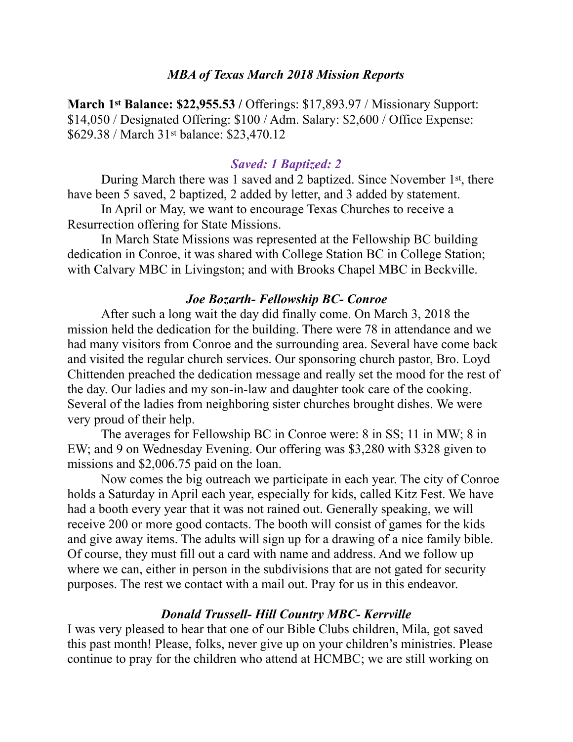## *MBA of Texas March 2018 Mission Reports*

**March 1st Balance: $22,955.53 /** Offerings: $17,893.97 / Missionary Support: $14,050 / Designated Offering: $100 / Adm. Salary: $2,600 / Office Expense: $629.38 / March 31st balance: $23,470.12

### *Saved: 1 Baptized: 2*

During March there was 1 saved and 2 baptized. Since November 1st, there have been 5 saved, 2 baptized, 2 added by letter, and 3 added by statement.

In April or May, we want to encourage Texas Churches to receive a Resurrection offering for State Missions.

In March State Missions was represented at the Fellowship BC building dedication in Conroe, it was shared with College Station BC in College Station; with Calvary MBC in Livingston; and with Brooks Chapel MBC in Beckville.

### *Joe Bozarth- Fellowship BC- Conroe*

After such a long wait the day did finally come. On March 3, 2018 the mission held the dedication for the building. There were 78 in attendance and we had many visitors from Conroe and the surrounding area. Several have come back and visited the regular church services. Our sponsoring church pastor, Bro. Loyd Chittenden preached the dedication message and really set the mood for the rest of the day. Our ladies and my son-in-law and daughter took care of the cooking. Several of the ladies from neighboring sister churches brought dishes. We were very proud of their help.

The averages for Fellowship BC in Conroe were: 8 in SS; 11 in MW; 8 in EW; and 9 on Wednesday Evening. Our offering was $3,280 with $328 given to missions and $2,006.75 paid on the loan.

Now comes the big outreach we participate in each year. The city of Conroe holds a Saturday in April each year, especially for kids, called Kitz Fest. We have had a booth every year that it was not rained out. Generally speaking, we will receive 200 or more good contacts. The booth will consist of games for the kids and give away items. The adults will sign up for a drawing of a nice family bible. Of course, they must fill out a card with name and address. And we follow up where we can, either in person in the subdivisions that are not gated for security purposes. The rest we contact with a mail out. Pray for us in this endeavor.

### *Donald Trussell- Hill Country MBC- Kerrville*

I was very pleased to hear that one of our Bible Clubs children, Mila, got saved this past month! Please, folks, never give up on your children's ministries. Please continue to pray for the children who attend at HCMBC; we are still working on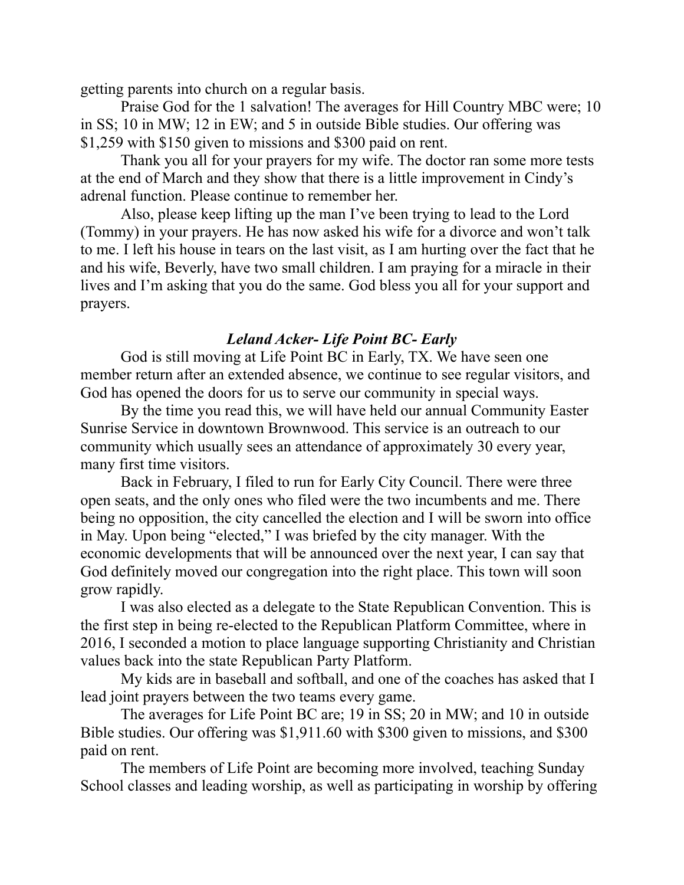getting parents into church on a regular basis.

Praise God for the 1 salvation! The averages for Hill Country MBC were; 10 in SS; 10 in MW; 12 in EW; and 5 in outside Bible studies. Our offering was $1,259 with $150 given to missions and $300 paid on rent.

Thank you all for your prayers for my wife. The doctor ran some more tests at the end of March and they show that there is a little improvement in Cindy's adrenal function. Please continue to remember her.

Also, please keep lifting up the man I've been trying to lead to the Lord (Tommy) in your prayers. He has now asked his wife for a divorce and won't talk to me. I left his house in tears on the last visit, as I am hurting over the fact that he and his wife, Beverly, have two small children. I am praying for a miracle in their lives and I'm asking that you do the same. God bless you all for your support and prayers.

### *Leland Acker- Life Point BC- Early*

God is still moving at Life Point BC in Early, TX. We have seen one member return after an extended absence, we continue to see regular visitors, and God has opened the doors for us to serve our community in special ways.

By the time you read this, we will have held our annual Community Easter Sunrise Service in downtown Brownwood. This service is an outreach to our community which usually sees an attendance of approximately 30 every year, many first time visitors.

Back in February, I filed to run for Early City Council. There were three open seats, and the only ones who filed were the two incumbents and me. There being no opposition, the city cancelled the election and I will be sworn into office in May. Upon being "elected," I was briefed by the city manager. With the economic developments that will be announced over the next year, I can say that God definitely moved our congregation into the right place. This town will soon grow rapidly.

I was also elected as a delegate to the State Republican Convention. This is the first step in being re-elected to the Republican Platform Committee, where in 2016, I seconded a motion to place language supporting Christianity and Christian values back into the state Republican Party Platform.

My kids are in baseball and softball, and one of the coaches has asked that I lead joint prayers between the two teams every game.

The averages for Life Point BC are; 19 in SS; 20 in MW; and 10 in outside Bible studies. Our offering was $1,911.60 with $300 given to missions, and $300 paid on rent.

The members of Life Point are becoming more involved, teaching Sunday School classes and leading worship, as well as participating in worship by offering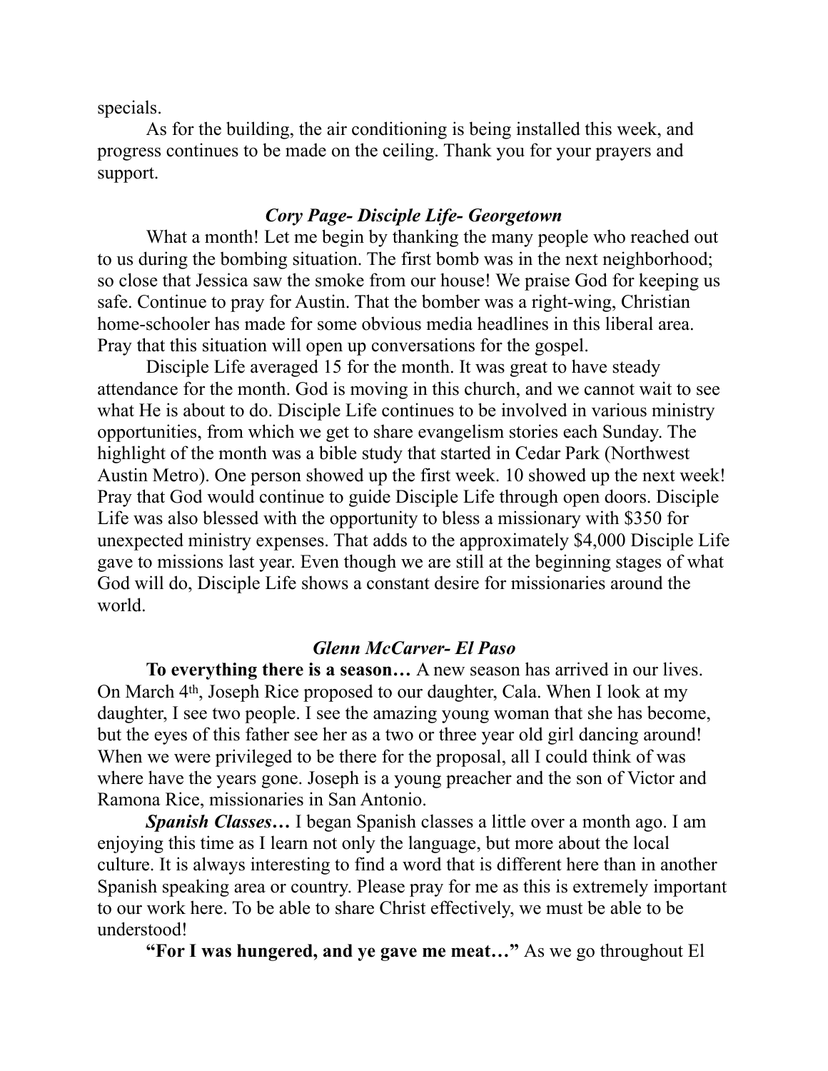specials.

As for the building, the air conditioning is being installed this week, and progress continues to be made on the ceiling. Thank you for your prayers and support.

### *Cory Page- Disciple Life- Georgetown*

What a month! Let me begin by thanking the many people who reached out to us during the bombing situation. The first bomb was in the next neighborhood; so close that Jessica saw the smoke from our house! We praise God for keeping us safe. Continue to pray for Austin. That the bomber was a right-wing, Christian home-schooler has made for some obvious media headlines in this liberal area. Pray that this situation will open up conversations for the gospel.

Disciple Life averaged 15 for the month. It was great to have steady attendance for the month. God is moving in this church, and we cannot wait to see what He is about to do. Disciple Life continues to be involved in various ministry opportunities, from which we get to share evangelism stories each Sunday. The highlight of the month was a bible study that started in Cedar Park (Northwest Austin Metro). One person showed up the first week. 10 showed up the next week! Pray that God would continue to guide Disciple Life through open doors. Disciple Life was also blessed with the opportunity to bless a missionary with $350 for unexpected ministry expenses. That adds to the approximately $4,000 Disciple Life gave to missions last year. Even though we are still at the beginning stages of what God will do, Disciple Life shows a constant desire for missionaries around the world.

### *Glenn McCarver- El Paso*

**To everything there is a season…** A new season has arrived in our lives. On March 4th, Joseph Rice proposed to our daughter, Cala. When I look at my daughter, I see two people. I see the amazing young woman that she has become, but the eyes of this father see her as a two or three year old girl dancing around! When we were privileged to be there for the proposal, all I could think of was where have the years gone. Joseph is a young preacher and the son of Victor and Ramona Rice, missionaries in San Antonio.

***Spanish Classes…*** I began Spanish classes a little over a month ago. I am enjoying this time as I learn not only the language, but more about the local culture. It is always interesting to find a word that is different here than in another Spanish speaking area or country. Please pray for me as this is extremely important to our work here. To be able to share Christ effectively, we must be able to be understood!

**"For I was hungered, and ye gave me meat…"** As we go throughout El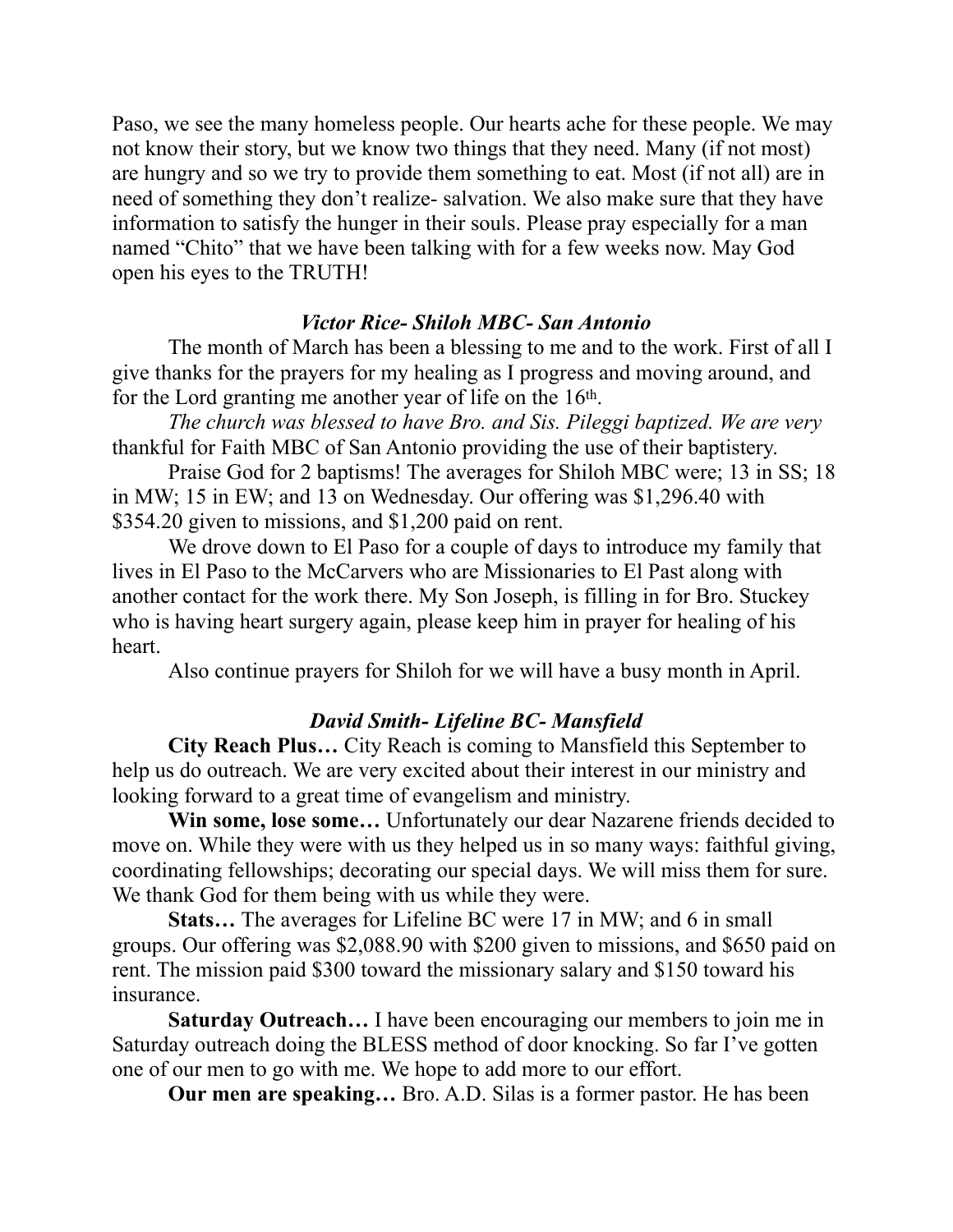Paso, we see the many homeless people. Our hearts ache for these people. We may not know their story, but we know two things that they need. Many (if not most) are hungry and so we try to provide them something to eat. Most (if not all) are in need of something they don't realize- salvation. We also make sure that they have information to satisfy the hunger in their souls. Please pray especially for a man named "Chito" that we have been talking with for a few weeks now. May God open his eyes to the TRUTH!

### *Victor Rice- Shiloh MBC- San Antonio*

The month of March has been a blessing to me and to the work. First of all I give thanks for the prayers for my healing as I progress and moving around, and for the Lord granting me another year of life on the 16th.

*The church was blessed to have Bro. and Sis. Pileggi baptized. We are very* thankful for Faith MBC of San Antonio providing the use of their baptistery.

Praise God for 2 baptisms! The averages for Shiloh MBC were; 13 in SS; 18 in MW; 15 in EW; and 13 on Wednesday. Our offering was $1,296.40 with $354.20 given to missions, and $1,200 paid on rent.

We drove down to El Paso for a couple of days to introduce my family that lives in El Paso to the McCarvers who are Missionaries to El Past along with another contact for the work there. My Son Joseph, is filling in for Bro. Stuckey who is having heart surgery again, please keep him in prayer for healing of his heart.

Also continue prayers for Shiloh for we will have a busy month in April.

### *David Smith- Lifeline BC- Mansfield*

**City Reach Plus…** City Reach is coming to Mansfield this September to help us do outreach. We are very excited about their interest in our ministry and looking forward to a great time of evangelism and ministry.

**Win some, lose some…** Unfortunately our dear Nazarene friends decided to move on. While they were with us they helped us in so many ways: faithful giving, coordinating fellowships; decorating our special days. We will miss them for sure. We thank God for them being with us while they were.

**Stats…** The averages for Lifeline BC were 17 in MW; and 6 in small groups. Our offering was $2,088.90 with $200 given to missions, and $650 paid on rent. The mission paid $300 toward the missionary salary and $150 toward his insurance.

**Saturday Outreach…** I have been encouraging our members to join me in Saturday outreach doing the BLESS method of door knocking. So far I've gotten one of our men to go with me. We hope to add more to our effort.

**Our men are speaking…** Bro. A.D. Silas is a former pastor. He has been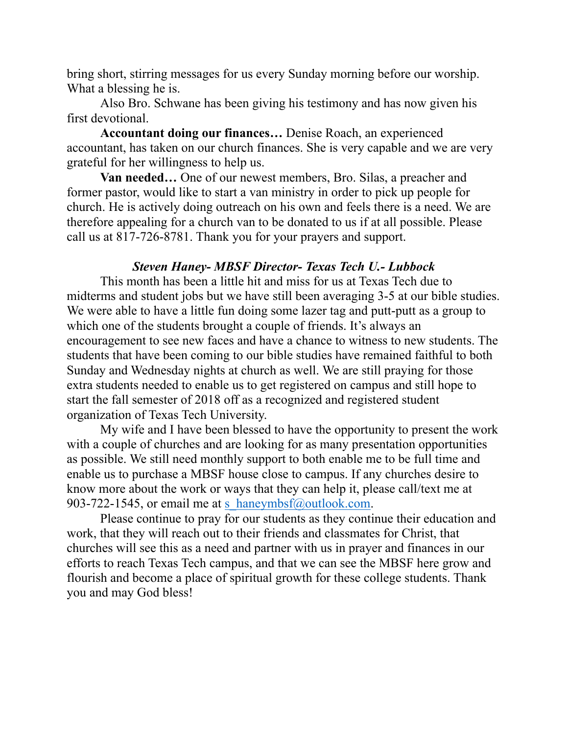bring short, stirring messages for us every Sunday morning before our worship. What a blessing he is.

Also Bro. Schwane has been giving his testimony and has now given his first devotional.

**Accountant doing our finances…** Denise Roach, an experienced accountant, has taken on our church finances. She is very capable and we are very grateful for her willingness to help us.

**Van needed…** One of our newest members, Bro. Silas, a preacher and former pastor, would like to start a van ministry in order to pick up people for church. He is actively doing outreach on his own and feels there is a need. We are therefore appealing for a church van to be donated to us if at all possible. Please call us at 817-726-8781. Thank you for your prayers and support.

***Steven Haney- MBSF Director- Texas Tech U.- Lubbock***

This month has been a little hit and miss for us at Texas Tech due to midterms and student jobs but we have still been averaging 3-5 at our bible studies. We were able to have a little fun doing some lazer tag and putt-putt as a group to which one of the students brought a couple of friends. It's always an encouragement to see new faces and have a chance to witness to new students. The students that have been coming to our bible studies have remained faithful to both Sunday and Wednesday nights at church as well. We are still praying for those extra students needed to enable us to get registered on campus and still hope to start the fall semester of 2018 off as a recognized and registered student organization of Texas Tech University.

My wife and I have been blessed to have the opportunity to present the work with a couple of churches and are looking for as many presentation opportunities as possible. We still need monthly support to both enable me to be full time and enable us to purchase a MBSF house close to campus. If any churches desire to know more about the work or ways that they can help it, please call/text me at 903-722-1545, or email me at s_haneymbsf@outlook.com.

Please continue to pray for our students as they continue their education and work, that they will reach out to their friends and classmates for Christ, that churches will see this as a need and partner with us in prayer and finances in our efforts to reach Texas Tech campus, and that we can see the MBSF here grow and flourish and become a place of spiritual growth for these college students. Thank you and may God bless!